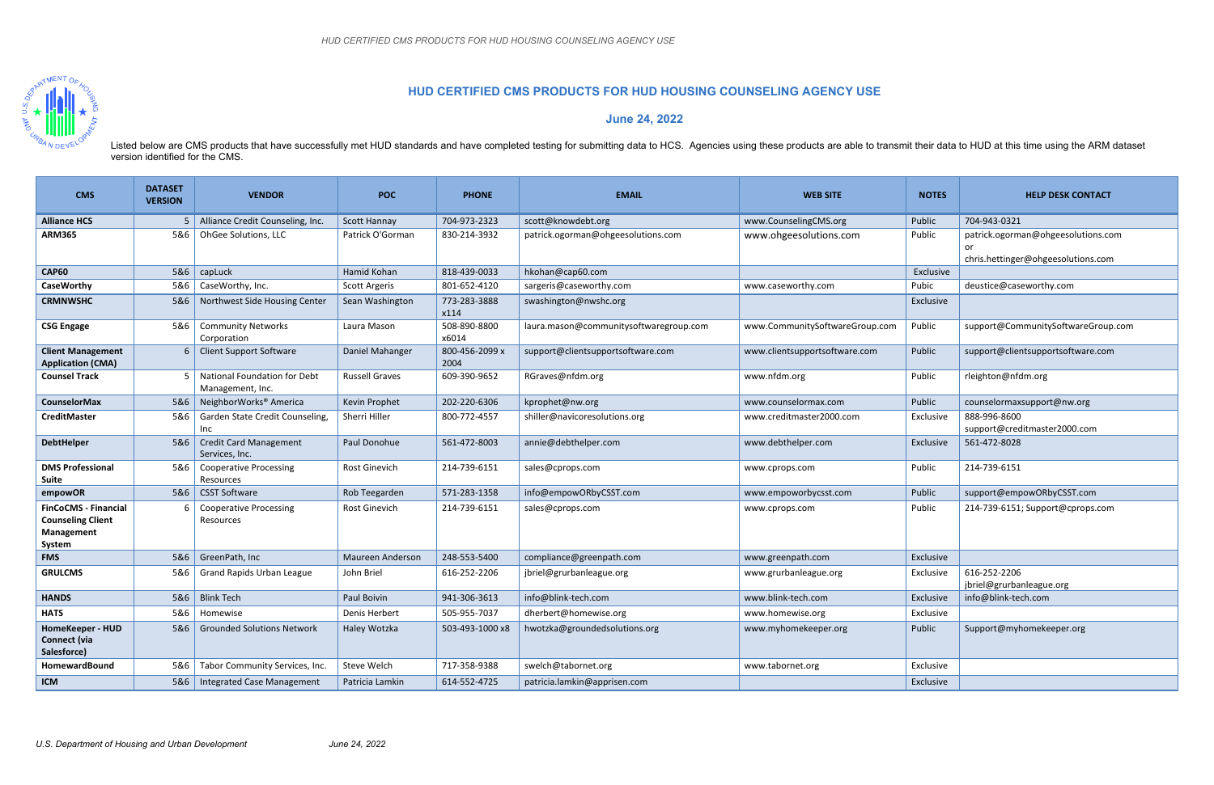# HUD CERTIFIED CMS PRODUCTS FOR HUD HOUSING COUNSELING AGENCY USE

## June 24, 2022

Listed below are CMS products that have successfully met HUD standards and have completed testing for submitting data to HCS. Agencies using these products are able to transmit their data to HUD at this time using the ARM dataset version identified for the CMS.

| CMS | DATASET VERSION | VENDOR | POC | PHONE | EMAIL | WEB SITE | NOTES | HELP DESK CONTACT |
|---|---|---|---|---|---|---|---|---|
| **Alliance HCS** | 5 | Alliance Credit Counseling, Inc. | Scott Hannay | 704-973-2323 | scott@knowdebt.org | www.CounselingCMS.org | Public | 704-943-0321 |
| **ARM365** | 5&6 | OhGee Solutions, LLC | Patrick O'Gorman | 830-214-3932 | patrick.ogorman@ohgeesolutions.com | www.ohgeesolutions.com | Public | patrick.ogorman@ohgeesolutions.com or chris.hettinger@ohgeesolutions.com |
| **CAP60** | 5&6 | capLuck | Hamid Kohan | 818-439-0033 | hkohan@cap60.com | | Exclusive | |
| **CaseWorthy** | 5&6 | CaseWorthy, Inc. | Scott Argeris | 801-652-4120 | sargeris@caseworthy.com | www.caseworthy.com | Pubic | deustice@caseworthy.com |
| **CRMNWSHC** | 5&6 | Northwest Side Housing Center | Sean Washington | 773-283-3888 x114 | swashington@nwshc.org | | Exclusive | |
| **CSG Engage** | 5&6 | Community Networks Corporation | Laura Mason | 508-890-8800 x6014 | laura.mason@communitysoftwaregroup.com | www.CommunitySoftwareGroup.com | Public | support@CommunitySoftwareGroup.com |
| **Client Management Application (CMA)** | 6 | Client Support Software | Daniel Mahanger | 800-456-2099 x 2004 | support@clientsupportsoftware.com | www.clientsupportsoftware.com | Public | support@clientsupportsoftware.com |
| **Counsel Track** | 5 | National Foundation for Debt Management, Inc. | Russell Graves | 609-390-9652 | RGraves@nfdm.org | www.nfdm.org | Public | rleighton@nfdm.org |
| **CounselorMax** | 5&6 | NeighborWorks® America | Kevin Prophet | 202-220-6306 | kprophet@nw.org | www.counselormax.com | Public | counselormaxsupport@nw.org |
| **CreditMaster** | 5&6 | Garden State Credit Counseling, Inc | Sherri Hiller | 800-772-4557 | shiller@navicoresolutions.org | www.creditmaster2000.com | Exclusive | 888-996-8600 support@creditmaster2000.com |
| **DebtHelper** | 5&6 | Credit Card Management Services, Inc. | Paul Donohue | 561-472-8003 | annie@debthelper.com | www.debthelper.com | Exclusive | 561-472-8028 |
| **DMS Professional Suite** | 5&6 | Cooperative Processing Resources | Rost Ginevich | 214-739-6151 | sales@cprops.com | www.cprops.com | Public | 214-739-6151 |
| **empowOR** | 5&6 | CSST Software | Rob Teegarden | 571-283-1358 | info@empowORbyCSST.com | www.empoworbycsst.com | Public | support@empowORbyCSST.com |
| **FinCoCMS - Financial Counseling Client Management System** | 6 | Cooperative Processing Resources | Rost Ginevich | 214-739-6151 | sales@cprops.com | www.cprops.com | Public | 214-739-6151; Support@cprops.com |
| **FMS** | 5&6 | GreenPath, Inc | Maureen Anderson | 248-553-5400 | compliance@greenpath.com | www.greenpath.com | Exclusive | |
| **GRULCMS** | 5&6 | Grand Rapids Urban League | John Briel | 616-252-2206 | jbriel@grurbanleague.org | www.grurbanleague.org | Exclusive | 616-252-2206 jbriel@grurbanleague.org |
| **HANDS** | 5&6 | Blink Tech | Paul Boivin | 941-306-3613 | info@blink-tech.com | www.blink-tech.com | Exclusive | info@blink-tech.com |
| **HATS** | 5&6 | Homewise | Denis Herbert | 505-955-7037 | dherbert@homewise.org | www.homewise.org | Exclusive | |
| **HomeKeeper - HUD Connect (via Salesforce)** | 5&6 | Grounded Solutions Network | Haley Wotzka | 503-493-1000 x8 | hwotzka@groundedsolutions.org | www.myhomekeeper.org | Public | Support@myhomekeeper.org |
| **HomewardBound** | 5&6 | Tabor Community Services, Inc. | Steve Welch | 717-358-9388 | swelch@tabornet.org | www.tabornet.org | Exclusive | |
| **ICM** | 5&6 | Integrated Case Management | Patricia Lamkin | 614-552-4725 | patricia.lamkin@apprisen.com | | Exclusive | |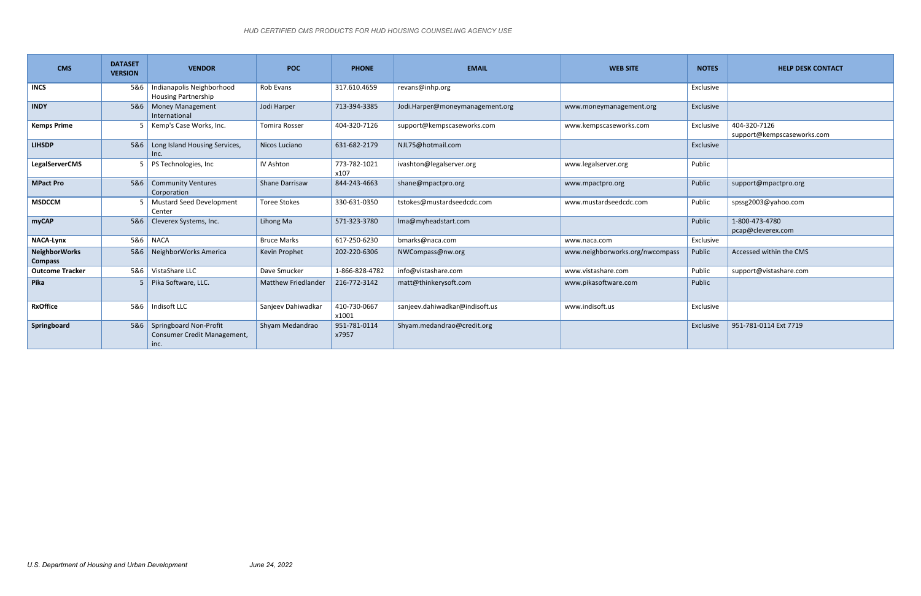| CMS | DATASET VERSION | VENDOR | POC | PHONE | EMAIL | WEB SITE | NOTES | HELP DESK CONTACT |
|---|---|---|---|---|---|---|---|---|
| **INCS** | 5&6 | Indianapolis Neighborhood Housing Partnership | Rob Evans | 317.610.4659 | revans@inhp.org | | Exclusive | |
| **INDY** | 5&6 | Money Management International | Jodi Harper | 713-394-3385 | Jodi.Harper@moneymanagement.org | www.moneymanagement.org | Exclusive | |
| **Kemps Prime** | 5 | Kemp's Case Works, Inc. | Tomira Rosser | 404-320-7126 | support@kempscaseworks.com | www.kempscaseworks.com | Exclusive | 404-320-7126 support@kempscaseworks.com |
| **LIHSDP** | 5&6 | Long Island Housing Services, Inc. | Nicos Luciano | 631-682-2179 | NJL75@hotmail.com | | Exclusive | |
| **LegalServerCMS** | 5 | PS Technologies, Inc | IV Ashton | 773-782-1021 x107 | ivashton@legalserver.org | www.legalserver.org | Public | |
| **MPact Pro** | 5&6 | Community Ventures Corporation | Shane Darrisaw | 844-243-4663 | shane@mpactpro.org | www.mpactpro.org | Public | support@mpactpro.org |
| **MSDCCM** | 5 | Mustard Seed Development Center | Toree Stokes | 330-631-0350 | tstokes@mustardseedcdc.com | www.mustardseedcdc.com | Public | spssg2003@yahoo.com |
| **myCAP** | 5&6 | Cleverex Systems, Inc. | Lihong Ma | 571-323-3780 | lma@myheadstart.com | | Public | 1-800-473-4780 pcap@cleverex.com |
| **NACA-Lynx** | 5&6 | NACA | Bruce Marks | 617-250-6230 | bmarks@naca.com | www.naca.com | Exclusive | |
| **NeighborWorks Compass** | 5&6 | NeighborWorks America | Kevin Prophet | 202-220-6306 | NWCompass@nw.org | www.neighborworks.org/nwcompass | Public | Accessed within the CMS |
| **Outcome Tracker** | 5&6 | VistaShare LLC | Dave Smucker | 1-866-828-4782 | info@vistashare.com | www.vistashare.com | Public | support@vistashare.com |
| **Pika** | 5 | Pika Software, LLC. | Matthew Friedlander | 216-772-3142 | matt@thinkerysoft.com | www.pikasoftware.com | Public | |
| **RxOffice** | 5&6 | Indisoft LLC | Sanjeev Dahiwadkar | 410-730-0667 x1001 | sanjeev.dahiwadkar@indisoft.us | www.indisoft.us | Exclusive | |
| **Springboard** | 5&6 | Springboard Non-Profit Consumer Credit Management, inc. | Shyam Medandrao | 951-781-0114 x7957 | Shyam.medandrao@credit.org | | Exclusive | 951-781-0114 Ext 7719 |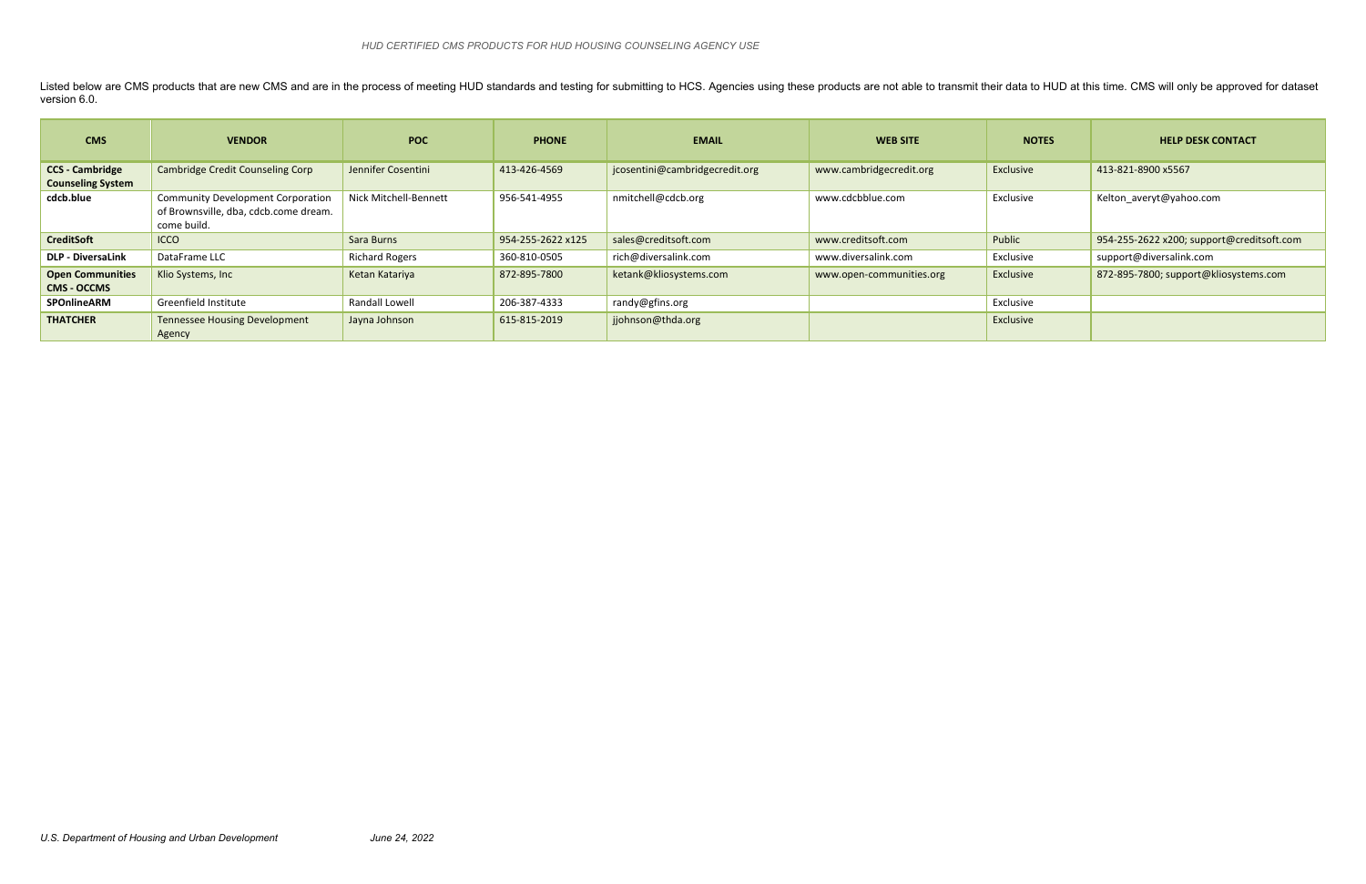Listed below are CMS products that are new CMS and are in the process of meeting HUD standards and testing for submitting to HCS. Agencies using these products are not able to transmit their data to HUD at this time. CMS will only be approved for dataset version 6.0.

| CMS | VENDOR | POC | PHONE | EMAIL | WEB SITE | NOTES | HELP DESK CONTACT |
|---|---|---|---|---|---|---|---|
| **CCS - Cambridge Counseling System** | Cambridge Credit Counseling Corp | Jennifer Cosentini | 413-426-4569 | jcosentini@cambridgecredit.org | www.cambridgecredit.org | Exclusive | 413-821-8900 x5567 |
| **cdcb.blue** | Community Development Corporation of Brownsville, dba, cdcb.come dream. come build. | Nick Mitchell-Bennett | 956-541-4955 | nmitchell@cdcb.org | www.cdcbblue.com | Exclusive | Kelton_averyt@yahoo.com |
| **CreditSoft** | ICCO | Sara Burns | 954-255-2622 x125 | sales@creditsoft.com | www.creditsoft.com | Public | 954-255-2622 x200; support@creditsoft.com |
| **DLP - DiversaLink** | DataFrame LLC | Richard Rogers | 360-810-0505 | rich@diversalink.com | www.diversalink.com | Exclusive | support@diversalink.com |
| **Open Communities CMS - OCCMS** | Klio Systems, Inc | Ketan Katariya | 872-895-7800 | ketank@kliosystems.com | www.open-communities.org | Exclusive | 872-895-7800; support@kliosystems.com |
| **SPOnlineARM** | Greenfield Institute | Randall Lowell | 206-387-4333 | randy@gfins.org | | Exclusive | |
| **THATCHER** | Tennessee Housing Development Agency | Jayna Johnson | 615-815-2019 | jjohnson@thda.org | | Exclusive | |